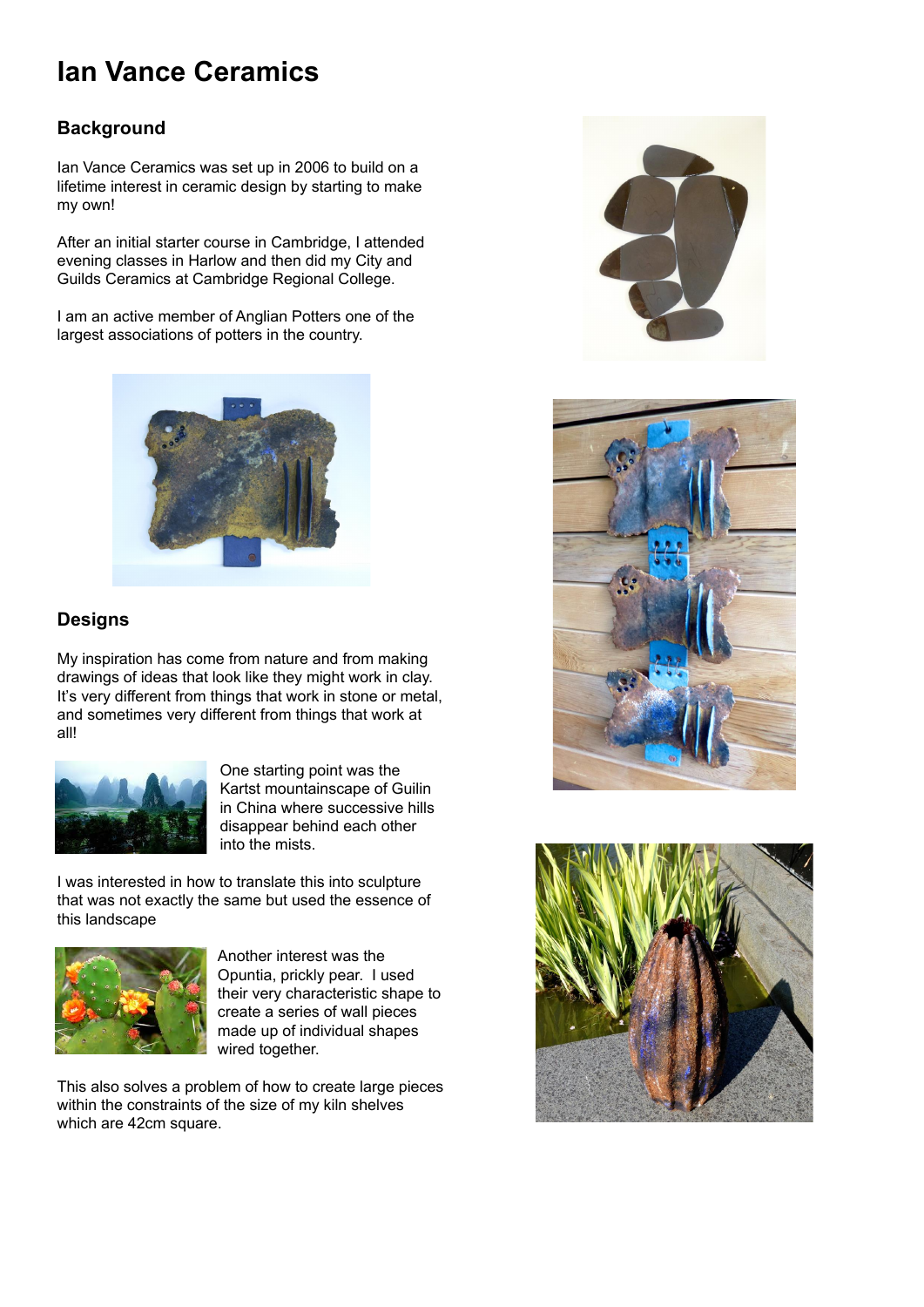# Ian Vance Ceramics

## Background

Ian Vance Ceramics was set up in 2006 to build on a lifetime interest in ceramic design by starting to make my own!

After an initial starter course in Cambridge, I attended evening classes in Harlow and then did my City and Guilds Ceramics at Cambridge Regional College.

I am an active member of Anglian Potters one of the largest associations of potters in the country.

## Designs

My inspiration has come from nature and from making drawings of ideas that look like they might work in clay. It's very different from things that work in stone or metal, and sometimes very different from things that work at all!

One starting point was the Kartst mountainscape of Guilin in China where successive hills disappear behind each other into the mists.

I was interested in how to translate this into sculpture that was not exactly the same but used the essence of this landscape

Another interest was the Opuntia, prickly pear. I used their very characteristic shape to create a series of wall pieces made up of individual shapes wired together.

This also solves a problem of how to create large pieces within the constraints of the size of my kiln shelves which are 42cm square.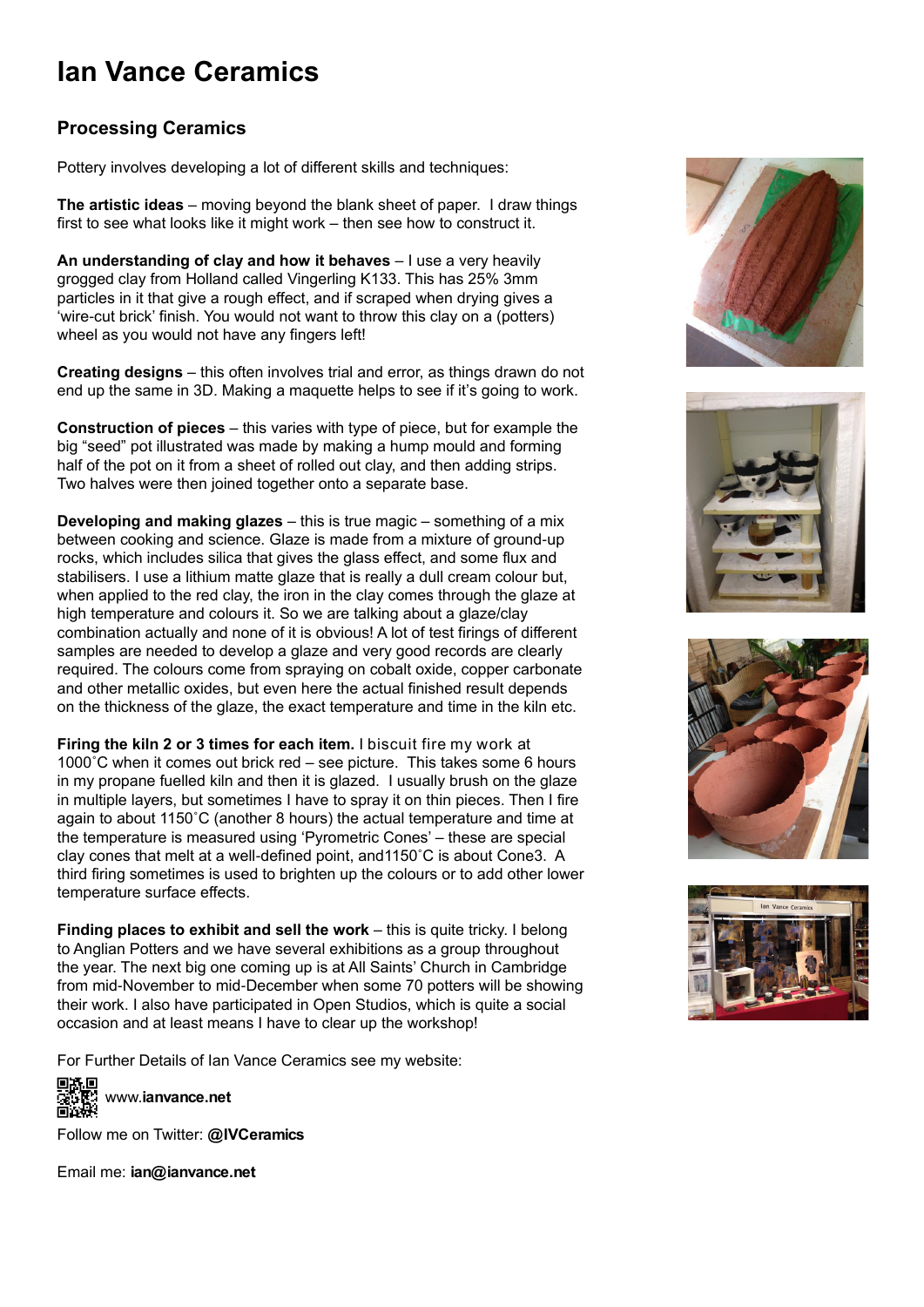# Ian Vance Ceramics

## Processing Ceramics

Pottery involves developing a lot of different skills and techniques:

**The artistic ideas** – moving beyond the blank sheet of paper. I draw things first to see what looks like it might work – then see how to construct it.

**An understanding of clay and how it behaves** – I use a very heavily grogged clay from Holland called Vingerling K133. This has 25% 3mm particles in it that give a rough effect, and if scraped when drying gives a 'wire-cut brick' finish. You would not want to throw this clay on a (potters) wheel as you would not have any fingers left!

**Creating designs** – this often involves trial and error, as things drawn do not end up the same in 3D. Making a maquette helps to see if it's going to work.

**Construction of pieces** – this varies with type of piece, but for example the big "seed" pot illustrated was made by making a hump mould and forming half of the pot on it from a sheet of rolled out clay, and then adding strips. Two halves were then joined together onto a separate base.

**Developing and making glazes** – this is true magic – something of a mix between cooking and science. Glaze is made from a mixture of ground-up rocks, which includes silica that gives the glass effect, and some flux and stabilisers. I use a lithium matte glaze that is really a dull cream colour but, when applied to the red clay, the iron in the clay comes through the glaze at high temperature and colours it. So we are talking about a glaze/clay combination actually and none of it is obvious! A lot of test firings of different samples are needed to develop a glaze and very good records are clearly required. The colours come from spraying on cobalt oxide, copper carbonate and other metallic oxides, but even here the actual finished result depends on the thickness of the glaze, the exact temperature and time in the kiln etc.

**Firing the kiln 2 or 3 times for each item.** I biscuit fire my work at 1000˚C when it comes out brick red – see picture. This takes some 6 hours in my propane fuelled kiln and then it is glazed. I usually brush on the glaze in multiple layers, but sometimes I have to spray it on thin pieces. Then I fire again to about 1150˚C (another 8 hours) the actual temperature and time at the temperature is measured using 'Pyrometric Cones' – these are special clay cones that melt at a well-defined point, and1150˚C is about Cone3. A third firing sometimes is used to brighten up the colours or to add other lower temperature surface effects.

**Finding places to exhibit and sell the work** – this is quite tricky. I belong to Anglian Potters and we have several exhibitions as a group throughout the year. The next big one coming up is at All Saints' Church in Cambridge from mid-November to mid-December when some 70 potters will be showing their work. I also have participated in Open Studios, which is quite a social occasion and at least means I have to clear up the workshop!

For Further Details of Ian Vance Ceramics see my website:

www.**ianvance.net**

Follow me on Twitter: **@IVCeramics**

Email me: **ian@ianvance.net**